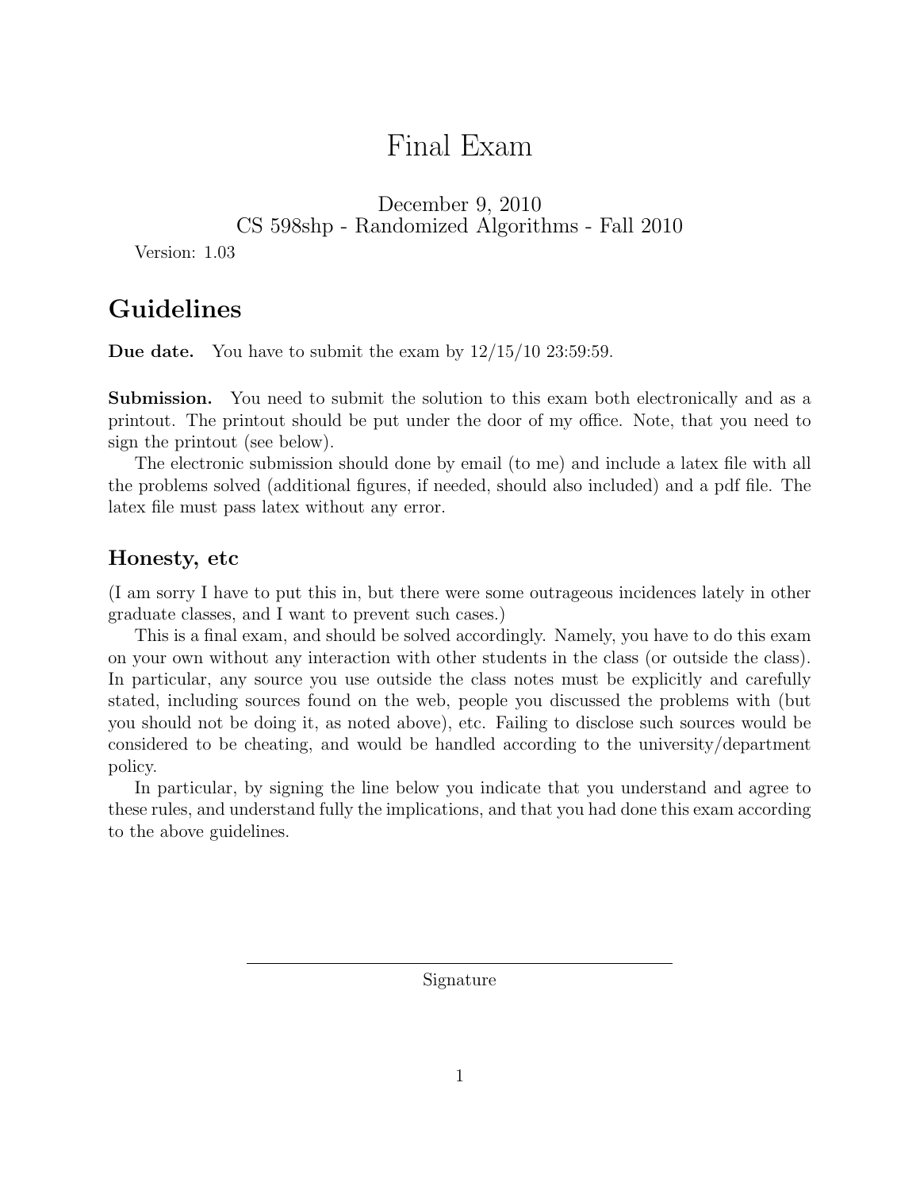# Final Exam

December 9, 2010
CS 598shp - Randomized Algorithms - Fall 2010

Version: 1.03

## Guidelines

**Due date.** You have to submit the exam by 12/15/10 23:59:59.

**Submission.** You need to submit the solution to this exam both electronically and as a printout. The printout should be put under the door of my office. Note, that you need to sign the printout (see below).

The electronic submission should done by email (to me) and include a latex file with all the problems solved (additional figures, if needed, should also included) and a pdf file. The latex file must pass latex without any error.

### Honesty, etc

(I am sorry I have to put this in, but there were some outrageous incidences lately in other graduate classes, and I want to prevent such cases.)

This is a final exam, and should be solved accordingly. Namely, you have to do this exam on your own without any interaction with other students in the class (or outside the class). In particular, any source you use outside the class notes must be explicitly and carefully stated, including sources found on the web, people you discussed the problems with (but you should not be doing it, as noted above), etc. Failing to disclose such sources would be considered to be cheating, and would be handled according to the university/department policy.

In particular, by signing the line below you indicate that you understand and agree to these rules, and understand fully the implications, and that you had done this exam according to the above guidelines.

---

Signature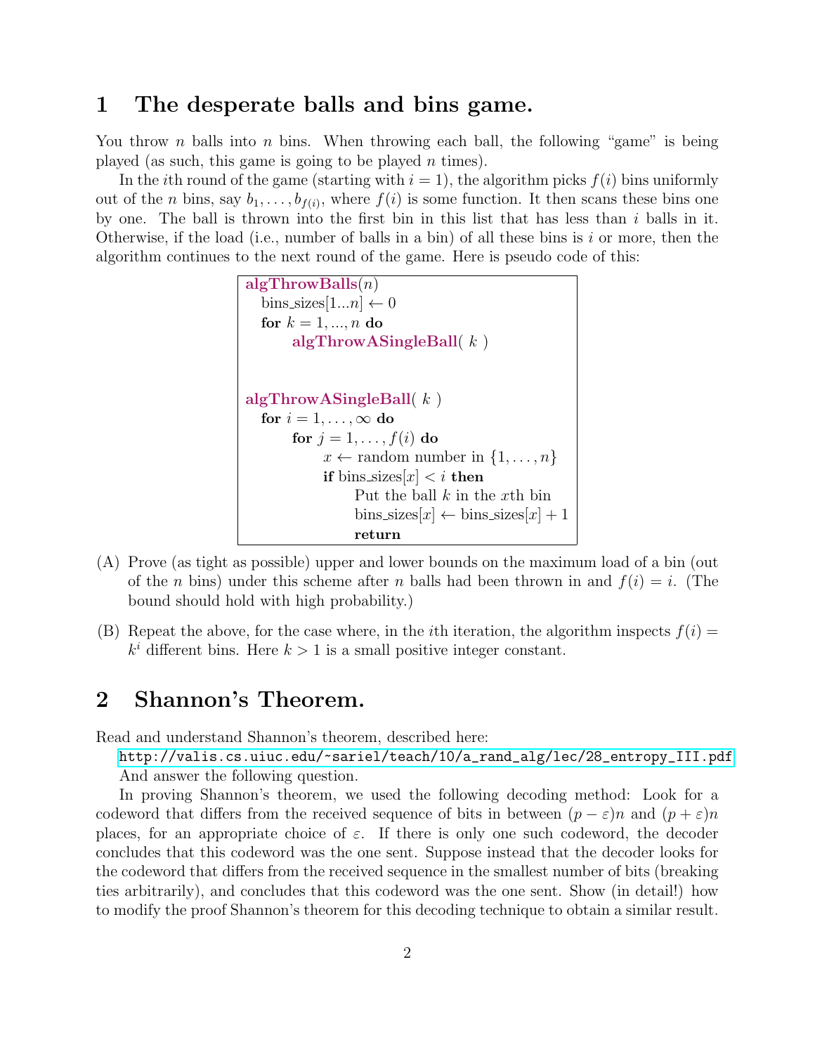## 1 The desperate balls and bins game.

You throw $n$ balls into $n$ bins. When throwing each ball, the following "game" is being played (as such, this game is going to be played $n$ times).

In the $i$th round of the game (starting with $i = 1$), the algorithm picks $f(i)$ bins uniformly out of the $n$ bins, say $b_1, \ldots, b_{f(i)}$, where $f(i)$ is some function. It then scans these bins one by one. The ball is thrown into the first bin in this list that has less than $i$ balls in it. Otherwise, if the load (i.e., number of balls in a bin) of all these bins is $i$ or more, then the algorithm continues to the next round of the game. Here is pseudo code of this:

```
algThrowBalls(n)
   bins_sizes[1...n] ← 0
   for k = 1, ..., n do
        algThrowASingleBall( k )


algThrowASingleBall( k )
   for i = 1, ..., ∞ do
        for j = 1, ..., f(i) do
             x ← random number in {1, ..., n}
             if bins_sizes[x] < i then
                  Put the ball k in the xth bin
                  bins_sizes[x] ← bins_sizes[x] + 1
                  return
```

(A) Prove (as tight as possible) upper and lower bounds on the maximum load of a bin (out of the $n$ bins) under this scheme after $n$ balls had been thrown in and $f(i) = i$. (The bound should hold with high probability.)

(B) Repeat the above, for the case where, in the $i$th iteration, the algorithm inspects $f(i) = k^i$ different bins. Here $k > 1$ is a small positive integer constant.

## 2 Shannon's Theorem.

Read and understand Shannon's theorem, described here:

http://valis.cs.uiuc.edu/~sariel/teach/10/a_rand_alg/lec/28_entropy_III.pdf

And answer the following question.

In proving Shannon's theorem, we used the following decoding method: Look for a codeword that differs from the received sequence of bits in between $(p - \varepsilon)n$ and $(p + \varepsilon)n$ places, for an appropriate choice of $\varepsilon$. If there is only one such codeword, the decoder concludes that this codeword was the one sent. Suppose instead that the decoder looks for the codeword that differs from the received sequence in the smallest number of bits (breaking ties arbitrarily), and concludes that this codeword was the one sent. Show (in detail!) how to modify the proof Shannon's theorem for this decoding technique to obtain a similar result.